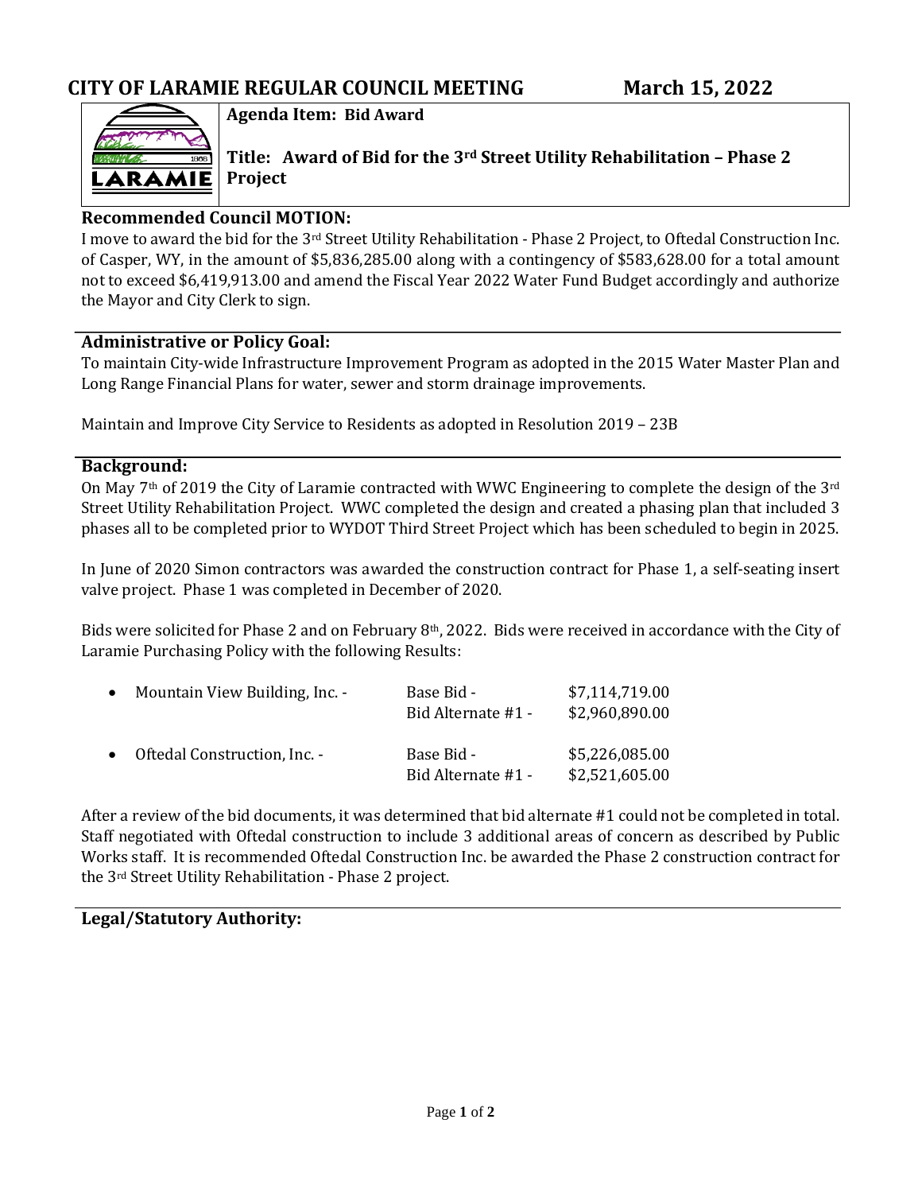# CITY OF LARAMIE REGULAR COUNCIL MEETING — March 15, 2022

**Agenda Item: Bid Award**

**Title: Award of Bid for the 3rd Street Utility Rehabilitation – Phase 2 Project**

## Recommended Council MOTION:

I move to award the bid for the 3rd Street Utility Rehabilitation - Phase 2 Project, to Oftedal Construction Inc. of Casper, WY, in the amount of $5,836,285.00 along with a contingency of $583,628.00 for a total amount not to exceed $6,419,913.00 and amend the Fiscal Year 2022 Water Fund Budget accordingly and authorize the Mayor and City Clerk to sign.

## Administrative or Policy Goal:

To maintain City-wide Infrastructure Improvement Program as adopted in the 2015 Water Master Plan and Long Range Financial Plans for water, sewer and storm drainage improvements.

Maintain and Improve City Service to Residents as adopted in Resolution 2019 – 23B

## Background:

On May 7th of 2019 the City of Laramie contracted with WWC Engineering to complete the design of the 3rd Street Utility Rehabilitation Project. WWC completed the design and created a phasing plan that included 3 phases all to be completed prior to WYDOT Third Street Project which has been scheduled to begin in 2025.

In June of 2020 Simon contractors was awarded the construction contract for Phase 1, a self-seating insert valve project. Phase 1 was completed in December of 2020.

Bids were solicited for Phase 2 and on February 8th, 2022. Bids were received in accordance with the City of Laramie Purchasing Policy with the following Results:

- Mountain View Building, Inc. - Base Bid - $7,114,719.00; Bid Alternate #1 - $2,960,890.00
- Oftedal Construction, Inc. - Base Bid - $5,226,085.00; Bid Alternate #1 - $2,521,605.00

After a review of the bid documents, it was determined that bid alternate #1 could not be completed in total. Staff negotiated with Oftedal construction to include 3 additional areas of concern as described by Public Works staff. It is recommended Oftedal Construction Inc. be awarded the Phase 2 construction contract for the 3rd Street Utility Rehabilitation - Phase 2 project.

## Legal/Statutory Authority: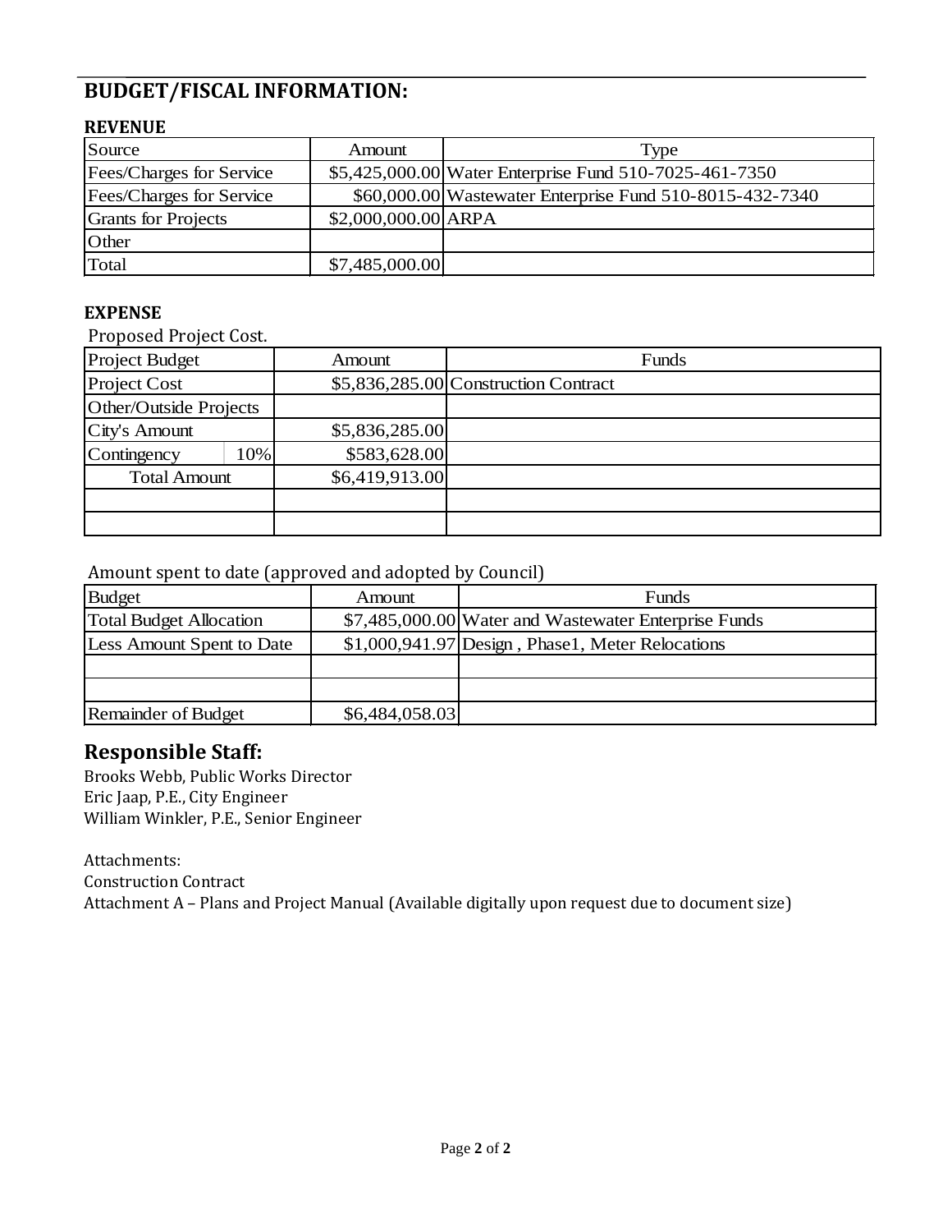## BUDGET/FISCAL INFORMATION:

**REVENUE**

| Source | Amount | Type |
|---|---|---|
| Fees/Charges for Service | $5,425,000.00 | Water Enterprise Fund 510-7025-461-7350 |
| Fees/Charges for Service | $60,000.00 | Wastewater Enterprise Fund 510-8015-432-7340 |
| Grants for Projects | $2,000,000.00 | ARPA |
| Other | | |
| Total | $7,485,000.00 | |

**EXPENSE**

Proposed Project Cost.

| Project Budget | | Amount | Funds |
|---|---|---|---|
| Project Cost | | $5,836,285.00 | Construction Contract |
| Other/Outside Projects | | | |
| City's Amount | | $5,836,285.00 | |
| Contingency | 10% | $583,628.00 | |
| Total Amount | | $6,419,913.00 | |
| | | | |
| | | | |

Amount spent to date (approved and adopted by Council)

| Budget | Amount | Funds |
|---|---|---|
| Total Budget Allocation | $7,485,000.00 | Water and Wastewater Enterprise Funds |
| Less Amount Spent to Date | $1,000,941.97 | Design , Phase1, Meter Relocations |
| | | |
| | | |
| Remainder of Budget | $6,484,058.03 | |

## Responsible Staff:

Brooks Webb, Public Works Director
Eric Jaap, P.E., City Engineer
William Winkler, P.E., Senior Engineer

Attachments:
Construction Contract
Attachment A – Plans and Project Manual (Available digitally upon request due to document size)